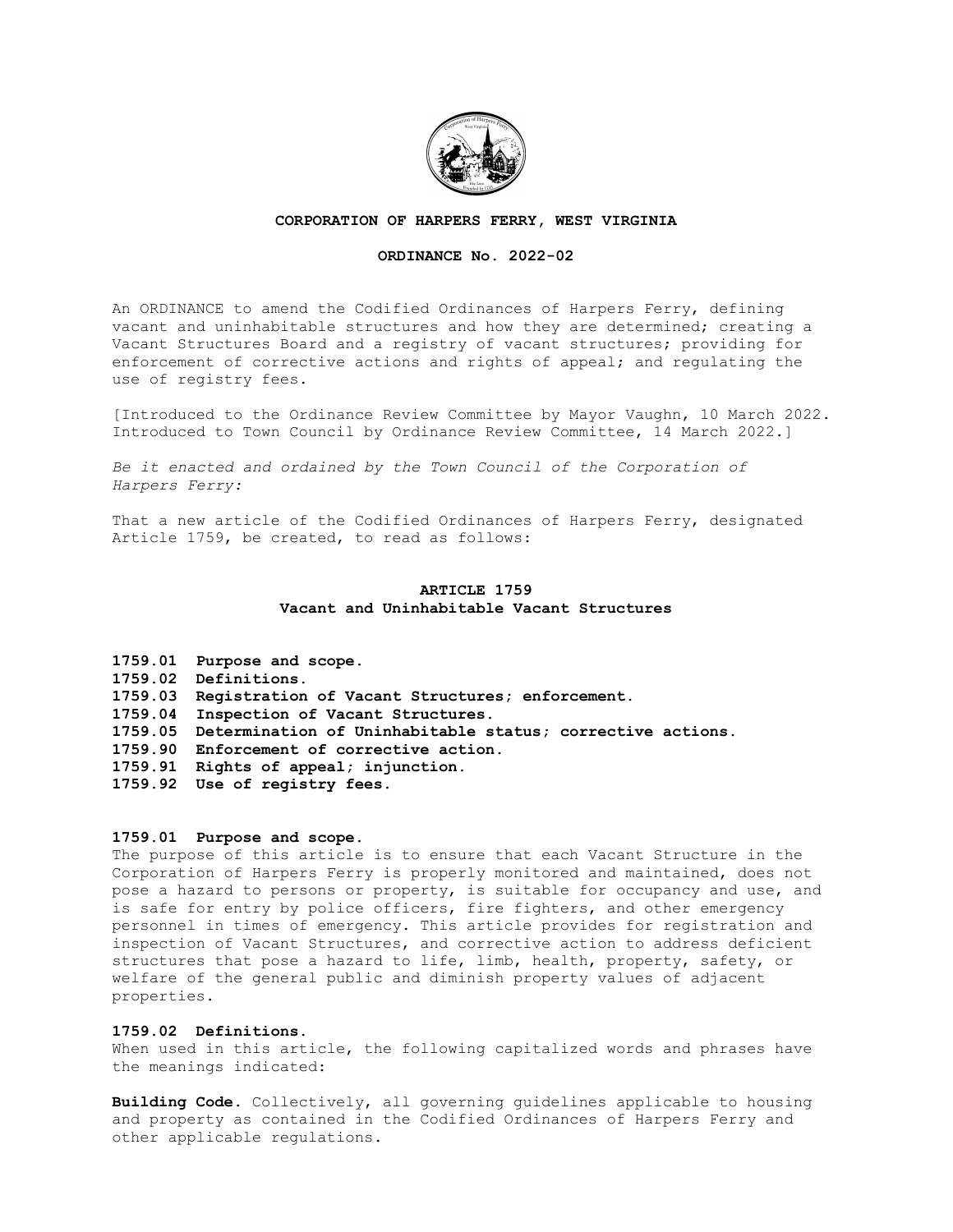**CORPORATION OF HARPERS FERRY, WEST VIRGINIA**

**ORDINANCE No. 2022-02**

An ORDINANCE to amend the Codified Ordinances of Harpers Ferry, defining vacant and uninhabitable structures and how they are determined; creating a Vacant Structures Board and a registry of vacant structures; providing for enforcement of corrective actions and rights of appeal; and regulating the use of registry fees.

[Introduced to the Ordinance Review Committee by Mayor Vaughn, 10 March 2022. Introduced to Town Council by Ordinance Review Committee, 14 March 2022.]

*Be it enacted and ordained by the Town Council of the Corporation of Harpers Ferry:*

That a new article of the Codified Ordinances of Harpers Ferry, designated Article 1759, be created, to read as follows:

## ARTICLE 1759
## Vacant and Uninhabitable Vacant Structures

**1759.01 Purpose and scope.**
**1759.02 Definitions.**
**1759.03 Registration of Vacant Structures; enforcement.**
**1759.04 Inspection of Vacant Structures.**
**1759.05 Determination of Uninhabitable status; corrective actions.**
**1759.90 Enforcement of corrective action.**
**1759.91 Rights of appeal; injunction.**
**1759.92 Use of registry fees.**

### 1759.01 Purpose and scope.

The purpose of this article is to ensure that each Vacant Structure in the Corporation of Harpers Ferry is properly monitored and maintained, does not pose a hazard to persons or property, is suitable for occupancy and use, and is safe for entry by police officers, fire fighters, and other emergency personnel in times of emergency. This article provides for registration and inspection of Vacant Structures, and corrective action to address deficient structures that pose a hazard to life, limb, health, property, safety, or welfare of the general public and diminish property values of adjacent properties.

### 1759.02 Definitions.

When used in this article, the following capitalized words and phrases have the meanings indicated:

**Building Code.** Collectively, all governing guidelines applicable to housing and property as contained in the Codified Ordinances of Harpers Ferry and other applicable regulations.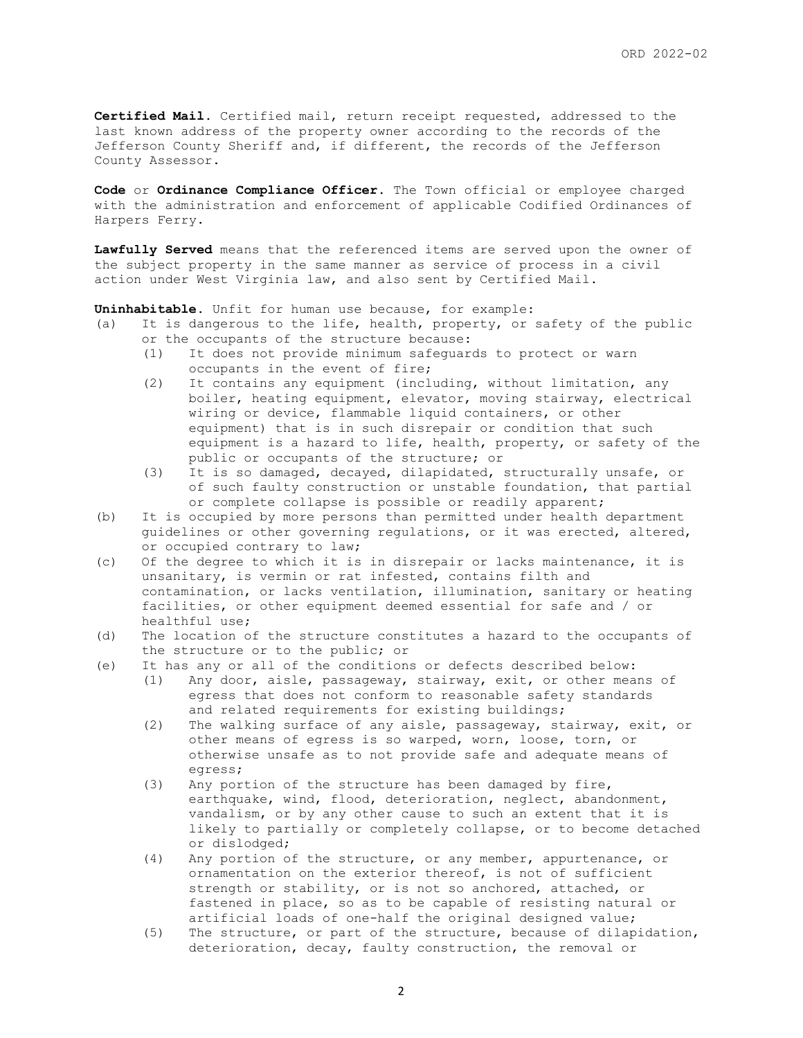**Certified Mail.** Certified mail, return receipt requested, addressed to the last known address of the property owner according to the records of the Jefferson County Sheriff and, if different, the records of the Jefferson County Assessor.

**Code** or **Ordinance Compliance Officer.** The Town official or employee charged with the administration and enforcement of applicable Codified Ordinances of Harpers Ferry.

**Lawfully Served** means that the referenced items are served upon the owner of the subject property in the same manner as service of process in a civil action under West Virginia law, and also sent by Certified Mail.

**Uninhabitable.** Unfit for human use because, for example:

(a) It is dangerous to the life, health, property, or safety of the public or the occupants of the structure because:
   - (1) It does not provide minimum safeguards to protect or warn occupants in the event of fire;
   - (2) It contains any equipment (including, without limitation, any boiler, heating equipment, elevator, moving stairway, electrical wiring or device, flammable liquid containers, or other equipment) that is in such disrepair or condition that such equipment is a hazard to life, health, property, or safety of the public or occupants of the structure; or
   - (3) It is so damaged, decayed, dilapidated, structurally unsafe, or of such faulty construction or unstable foundation, that partial or complete collapse is possible or readily apparent;

(b) It is occupied by more persons than permitted under health department guidelines or other governing regulations, or it was erected, altered, or occupied contrary to law;

(c) Of the degree to which it is in disrepair or lacks maintenance, it is unsanitary, is vermin or rat infested, contains filth and contamination, or lacks ventilation, illumination, sanitary or heating facilities, or other equipment deemed essential for safe and / or healthful use;

(d) The location of the structure constitutes a hazard to the occupants of the structure or to the public; or

(e) It has any or all of the conditions or defects described below:
   - (1) Any door, aisle, passageway, stairway, exit, or other means of egress that does not conform to reasonable safety standards and related requirements for existing buildings;
   - (2) The walking surface of any aisle, passageway, stairway, exit, or other means of egress is so warped, worn, loose, torn, or otherwise unsafe as to not provide safe and adequate means of egress;
   - (3) Any portion of the structure has been damaged by fire, earthquake, wind, flood, deterioration, neglect, abandonment, vandalism, or by any other cause to such an extent that it is likely to partially or completely collapse, or to become detached or dislodged;
   - (4) Any portion of the structure, or any member, appurtenance, or ornamentation on the exterior thereof, is not of sufficient strength or stability, or is not so anchored, attached, or fastened in place, so as to be capable of resisting natural or artificial loads of one-half the original designed value;
   - (5) The structure, or part of the structure, because of dilapidation, deterioration, decay, faulty construction, the removal or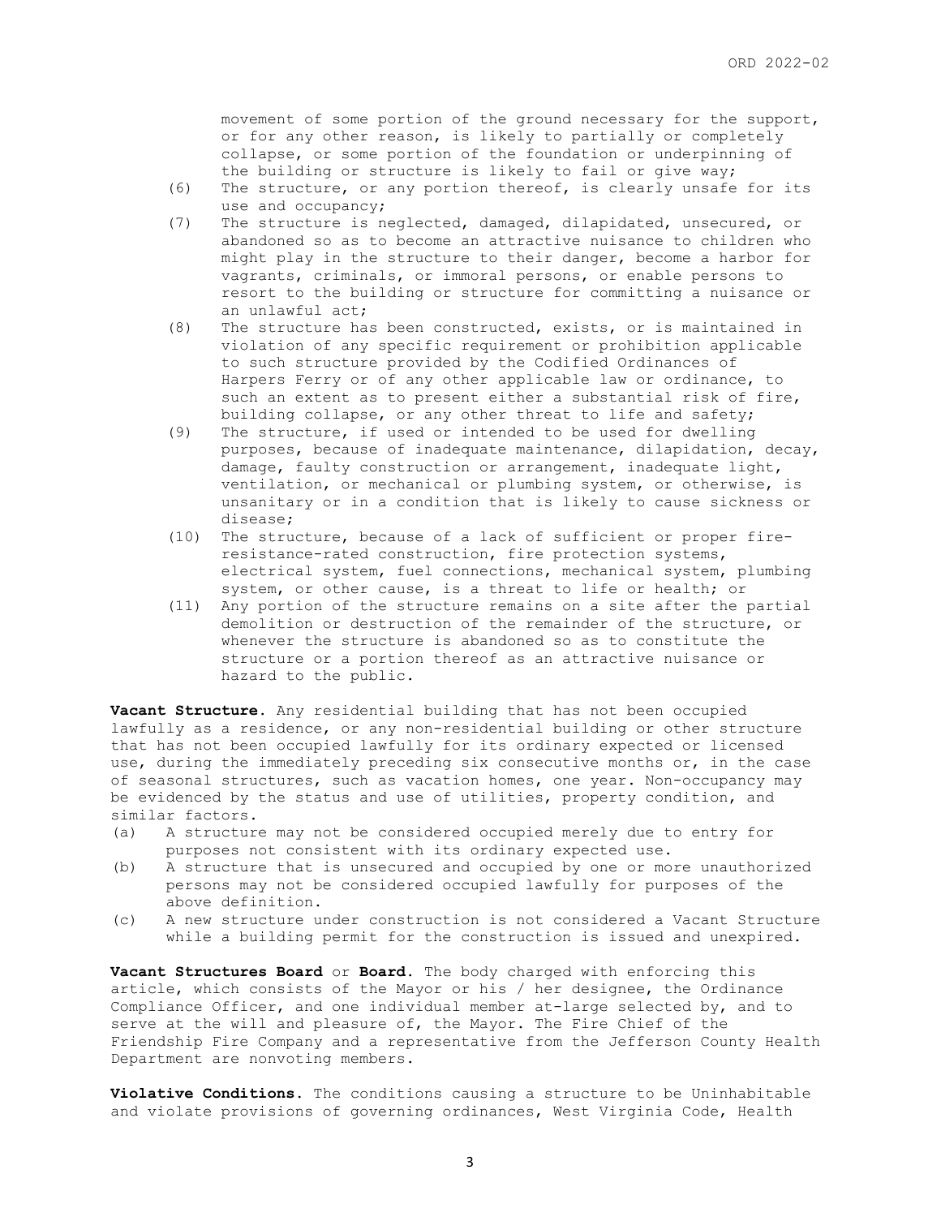movement of some portion of the ground necessary for the support, or for any other reason, is likely to partially or completely collapse, or some portion of the foundation or underpinning of the building or structure is likely to fail or give way;

(6) The structure, or any portion thereof, is clearly unsafe for its use and occupancy;

(7) The structure is neglected, damaged, dilapidated, unsecured, or abandoned so as to become an attractive nuisance to children who might play in the structure to their danger, become a harbor for vagrants, criminals, or immoral persons, or enable persons to resort to the building or structure for committing a nuisance or an unlawful act;

(8) The structure has been constructed, exists, or is maintained in violation of any specific requirement or prohibition applicable to such structure provided by the Codified Ordinances of Harpers Ferry or of any other applicable law or ordinance, to such an extent as to present either a substantial risk of fire, building collapse, or any other threat to life and safety;

(9) The structure, if used or intended to be used for dwelling purposes, because of inadequate maintenance, dilapidation, decay, damage, faulty construction or arrangement, inadequate light, ventilation, or mechanical or plumbing system, or otherwise, is unsanitary or in a condition that is likely to cause sickness or disease;

(10) The structure, because of a lack of sufficient or proper fire-resistance-rated construction, fire protection systems, electrical system, fuel connections, mechanical system, plumbing system, or other cause, is a threat to life or health; or

(11) Any portion of the structure remains on a site after the partial demolition or destruction of the remainder of the structure, or whenever the structure is abandoned so as to constitute the structure or a portion thereof as an attractive nuisance or hazard to the public.

**Vacant Structure.** Any residential building that has not been occupied lawfully as a residence, or any non-residential building or other structure that has not been occupied lawfully for its ordinary expected or licensed use, during the immediately preceding six consecutive months or, in the case of seasonal structures, such as vacation homes, one year. Non-occupancy may be evidenced by the status and use of utilities, property condition, and similar factors.

(a) A structure may not be considered occupied merely due to entry for purposes not consistent with its ordinary expected use.

(b) A structure that is unsecured and occupied by one or more unauthorized persons may not be considered occupied lawfully for purposes of the above definition.

(c) A new structure under construction is not considered a Vacant Structure while a building permit for the construction is issued and unexpired.

**Vacant Structures Board** or **Board.** The body charged with enforcing this article, which consists of the Mayor or his / her designee, the Ordinance Compliance Officer, and one individual member at-large selected by, and to serve at the will and pleasure of, the Mayor. The Fire Chief of the Friendship Fire Company and a representative from the Jefferson County Health Department are nonvoting members.

**Violative Conditions.** The conditions causing a structure to be Uninhabitable and violate provisions of governing ordinances, West Virginia Code, Health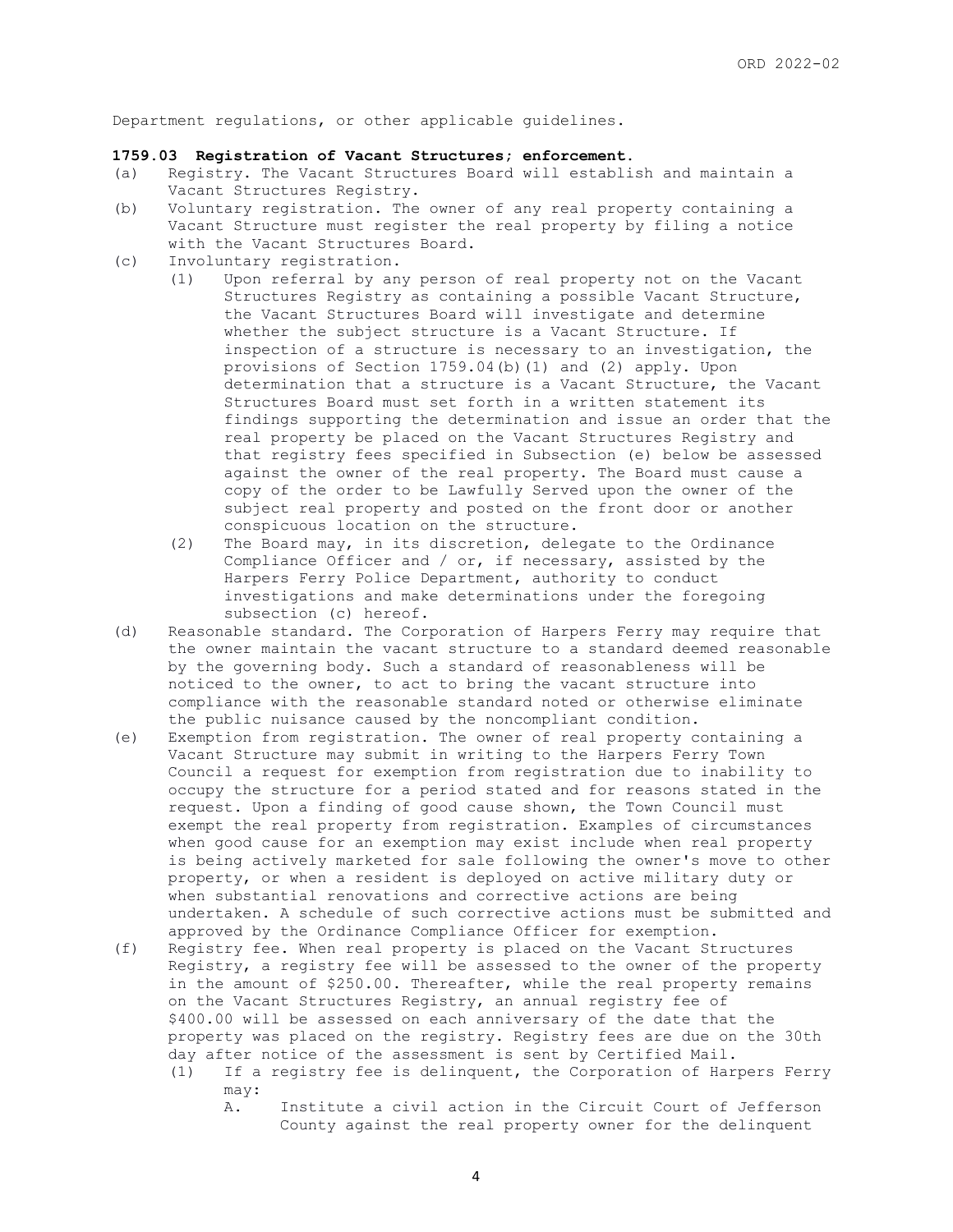Department regulations, or other applicable guidelines.

**1759.03 Registration of Vacant Structures; enforcement.**

(a) Registry. The Vacant Structures Board will establish and maintain a Vacant Structures Registry.

(b) Voluntary registration. The owner of any real property containing a Vacant Structure must register the real property by filing a notice with the Vacant Structures Board.

(c) Involuntary registration.

   (1) Upon referral by any person of real property not on the Vacant Structures Registry as containing a possible Vacant Structure, the Vacant Structures Board will investigate and determine whether the subject structure is a Vacant Structure. If inspection of a structure is necessary to an investigation, the provisions of Section 1759.04(b)(1) and (2) apply. Upon determination that a structure is a Vacant Structure, the Vacant Structures Board must set forth in a written statement its findings supporting the determination and issue an order that the real property be placed on the Vacant Structures Registry and that registry fees specified in Subsection (e) below be assessed against the owner of the real property. The Board must cause a copy of the order to be Lawfully Served upon the owner of the subject real property and posted on the front door or another conspicuous location on the structure.

   (2) The Board may, in its discretion, delegate to the Ordinance Compliance Officer and / or, if necessary, assisted by the Harpers Ferry Police Department, authority to conduct investigations and make determinations under the foregoing subsection (c) hereof.

(d) Reasonable standard. The Corporation of Harpers Ferry may require that the owner maintain the vacant structure to a standard deemed reasonable by the governing body. Such a standard of reasonableness will be noticed to the owner, to act to bring the vacant structure into compliance with the reasonable standard noted or otherwise eliminate the public nuisance caused by the noncompliant condition.

(e) Exemption from registration. The owner of real property containing a Vacant Structure may submit in writing to the Harpers Ferry Town Council a request for exemption from registration due to inability to occupy the structure for a period stated and for reasons stated in the request. Upon a finding of good cause shown, the Town Council must exempt the real property from registration. Examples of circumstances when good cause for an exemption may exist include when real property is being actively marketed for sale following the owner's move to other property, or when a resident is deployed on active military duty or when substantial renovations and corrective actions are being undertaken. A schedule of such corrective actions must be submitted and approved by the Ordinance Compliance Officer for exemption.

(f) Registry fee. When real property is placed on the Vacant Structures Registry, a registry fee will be assessed to the owner of the property in the amount of $250.00. Thereafter, while the real property remains on the Vacant Structures Registry, an annual registry fee of $400.00 will be assessed on each anniversary of the date that the property was placed on the registry. Registry fees are due on the 30th day after notice of the assessment is sent by Certified Mail.

   (1) If a registry fee is delinquent, the Corporation of Harpers Ferry may:

      A. Institute a civil action in the Circuit Court of Jefferson County against the real property owner for the delinquent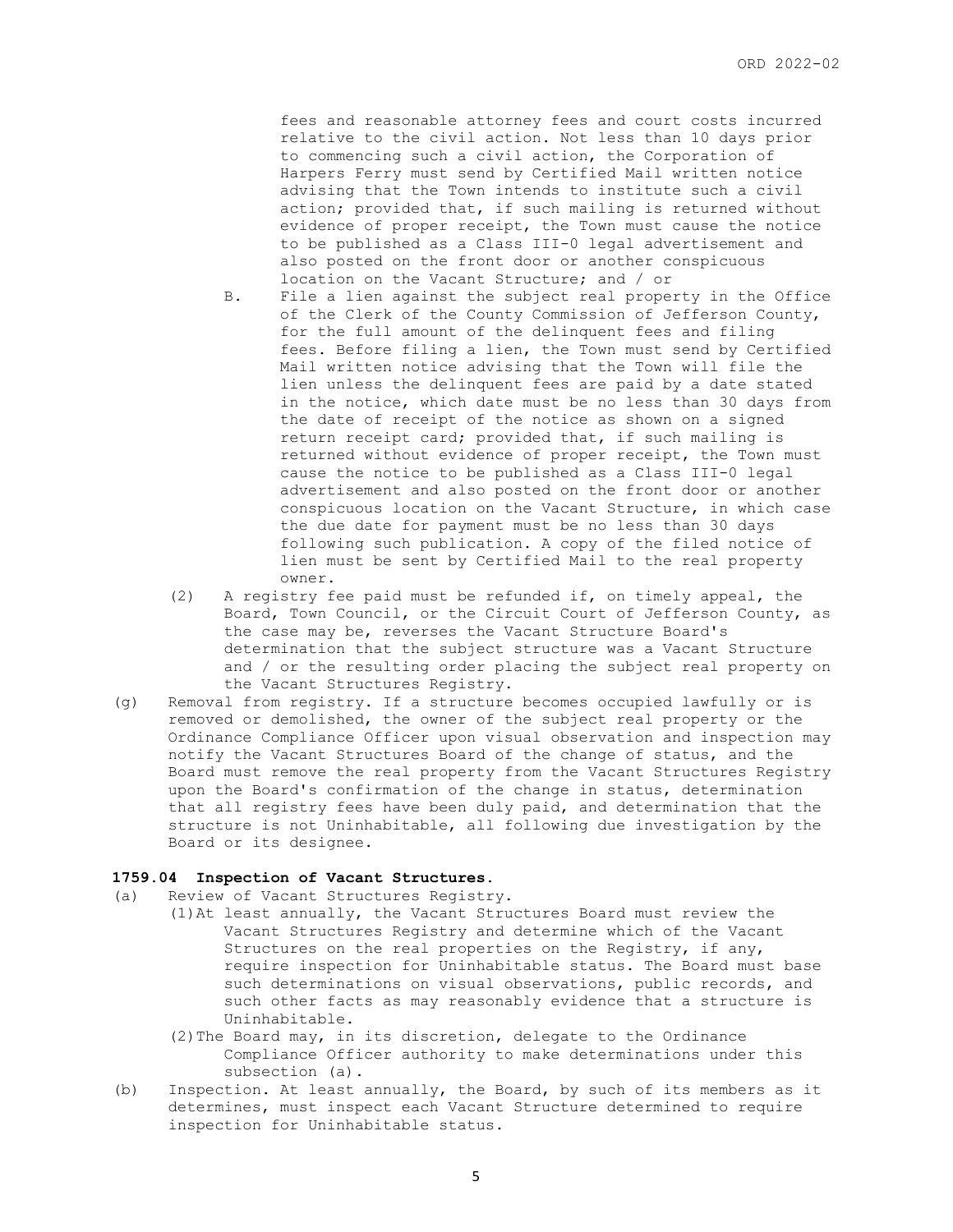fees and reasonable attorney fees and court costs incurred relative to the civil action. Not less than 10 days prior to commencing such a civil action, the Corporation of Harpers Ferry must send by Certified Mail written notice advising that the Town intends to institute such a civil action; provided that, if such mailing is returned without evidence of proper receipt, the Town must cause the notice to be published as a Class III-0 legal advertisement and also posted on the front door or another conspicuous location on the Vacant Structure; and / or

B. File a lien against the subject real property in the Office of the Clerk of the County Commission of Jefferson County, for the full amount of the delinquent fees and filing fees. Before filing a lien, the Town must send by Certified Mail written notice advising that the Town will file the lien unless the delinquent fees are paid by a date stated in the notice, which date must be no less than 30 days from the date of receipt of the notice as shown on a signed return receipt card; provided that, if such mailing is returned without evidence of proper receipt, the Town must cause the notice to be published as a Class III-0 legal advertisement and also posted on the front door or another conspicuous location on the Vacant Structure, in which case the due date for payment must be no less than 30 days following such publication. A copy of the filed notice of lien must be sent by Certified Mail to the real property owner.

(2) A registry fee paid must be refunded if, on timely appeal, the Board, Town Council, or the Circuit Court of Jefferson County, as the case may be, reverses the Vacant Structure Board's determination that the subject structure was a Vacant Structure and / or the resulting order placing the subject real property on the Vacant Structures Registry.

(g) Removal from registry. If a structure becomes occupied lawfully or is removed or demolished, the owner of the subject real property or the Ordinance Compliance Officer upon visual observation and inspection may notify the Vacant Structures Board of the change of status, and the Board must remove the real property from the Vacant Structures Registry upon the Board's confirmation of the change in status, determination that all registry fees have been duly paid, and determination that the structure is not Uninhabitable, all following due investigation by the Board or its designee.

**1759.04 Inspection of Vacant Structures.**

(a) Review of Vacant Structures Registry.

(1) At least annually, the Vacant Structures Board must review the Vacant Structures Registry and determine which of the Vacant Structures on the real properties on the Registry, if any, require inspection for Uninhabitable status. The Board must base such determinations on visual observations, public records, and such other facts as may reasonably evidence that a structure is Uninhabitable.

(2) The Board may, in its discretion, delegate to the Ordinance Compliance Officer authority to make determinations under this subsection (a).

(b) Inspection. At least annually, the Board, by such of its members as it determines, must inspect each Vacant Structure determined to require inspection for Uninhabitable status.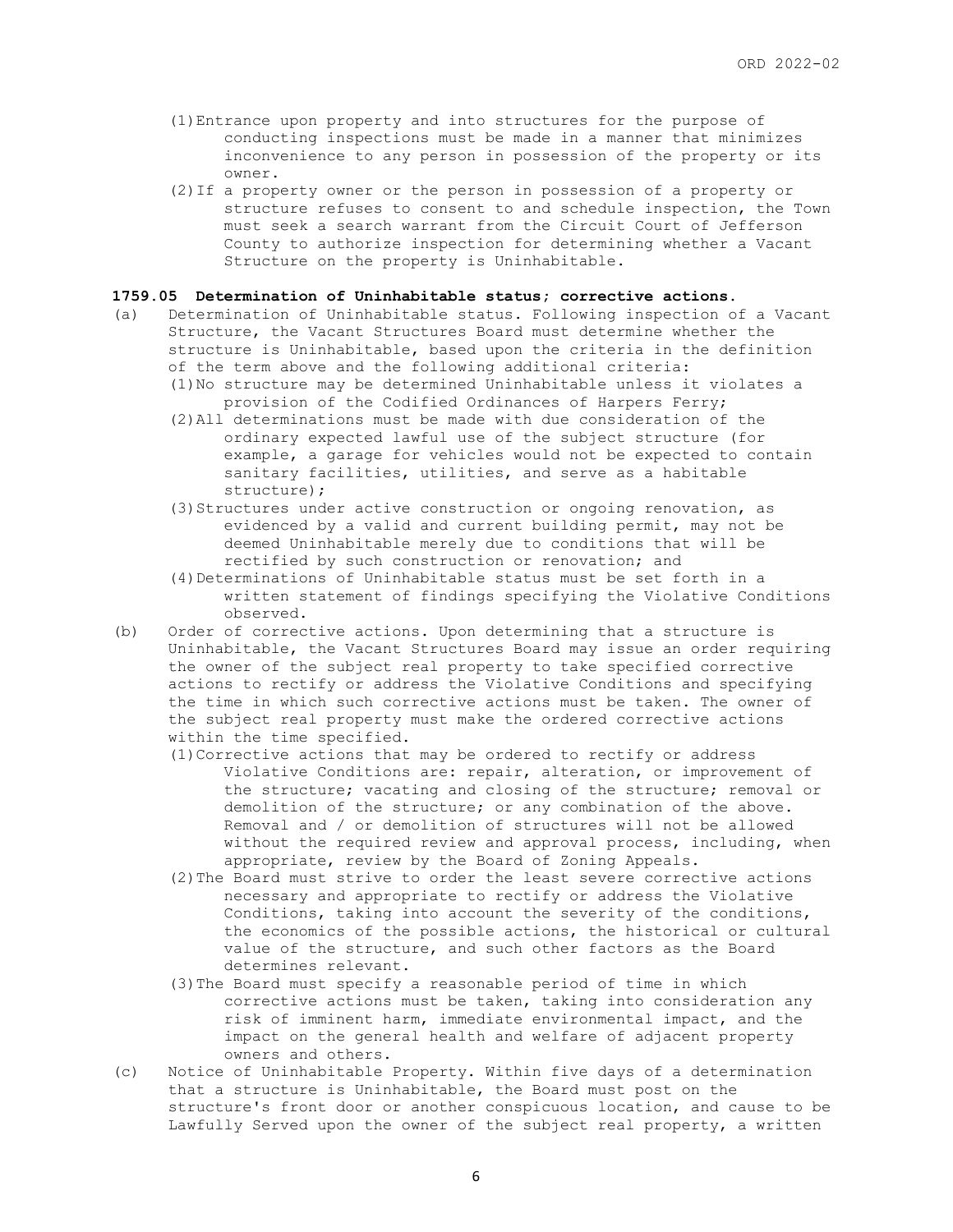(1) Entrance upon property and into structures for the purpose of conducting inspections must be made in a manner that minimizes inconvenience to any person in possession of the property or its owner.

(2) If a property owner or the person in possession of a property or structure refuses to consent to and schedule inspection, the Town must seek a search warrant from the Circuit Court of Jefferson County to authorize inspection for determining whether a Vacant Structure on the property is Uninhabitable.

**1759.05 Determination of Uninhabitable status; corrective actions.**

(a) Determination of Uninhabitable status. Following inspection of a Vacant Structure, the Vacant Structures Board must determine whether the structure is Uninhabitable, based upon the criteria in the definition of the term above and the following additional criteria:

(1) No structure may be determined Uninhabitable unless it violates a provision of the Codified Ordinances of Harpers Ferry;

(2) All determinations must be made with due consideration of the ordinary expected lawful use of the subject structure (for example, a garage for vehicles would not be expected to contain sanitary facilities, utilities, and serve as a habitable structure);

(3) Structures under active construction or ongoing renovation, as evidenced by a valid and current building permit, may not be deemed Uninhabitable merely due to conditions that will be rectified by such construction or renovation; and

(4) Determinations of Uninhabitable status must be set forth in a written statement of findings specifying the Violative Conditions observed.

(b) Order of corrective actions. Upon determining that a structure is Uninhabitable, the Vacant Structures Board may issue an order requiring the owner of the subject real property to take specified corrective actions to rectify or address the Violative Conditions and specifying the time in which such corrective actions must be taken. The owner of the subject real property must make the ordered corrective actions within the time specified.

(1) Corrective actions that may be ordered to rectify or address Violative Conditions are: repair, alteration, or improvement of the structure; vacating and closing of the structure; removal or demolition of the structure; or any combination of the above. Removal and / or demolition of structures will not be allowed without the required review and approval process, including, when appropriate, review by the Board of Zoning Appeals.

(2) The Board must strive to order the least severe corrective actions necessary and appropriate to rectify or address the Violative Conditions, taking into account the severity of the conditions, the economics of the possible actions, the historical or cultural value of the structure, and such other factors as the Board determines relevant.

(3) The Board must specify a reasonable period of time in which corrective actions must be taken, taking into consideration any risk of imminent harm, immediate environmental impact, and the impact on the general health and welfare of adjacent property owners and others.

(c) Notice of Uninhabitable Property. Within five days of a determination that a structure is Uninhabitable, the Board must post on the structure's front door or another conspicuous location, and cause to be Lawfully Served upon the owner of the subject real property, a written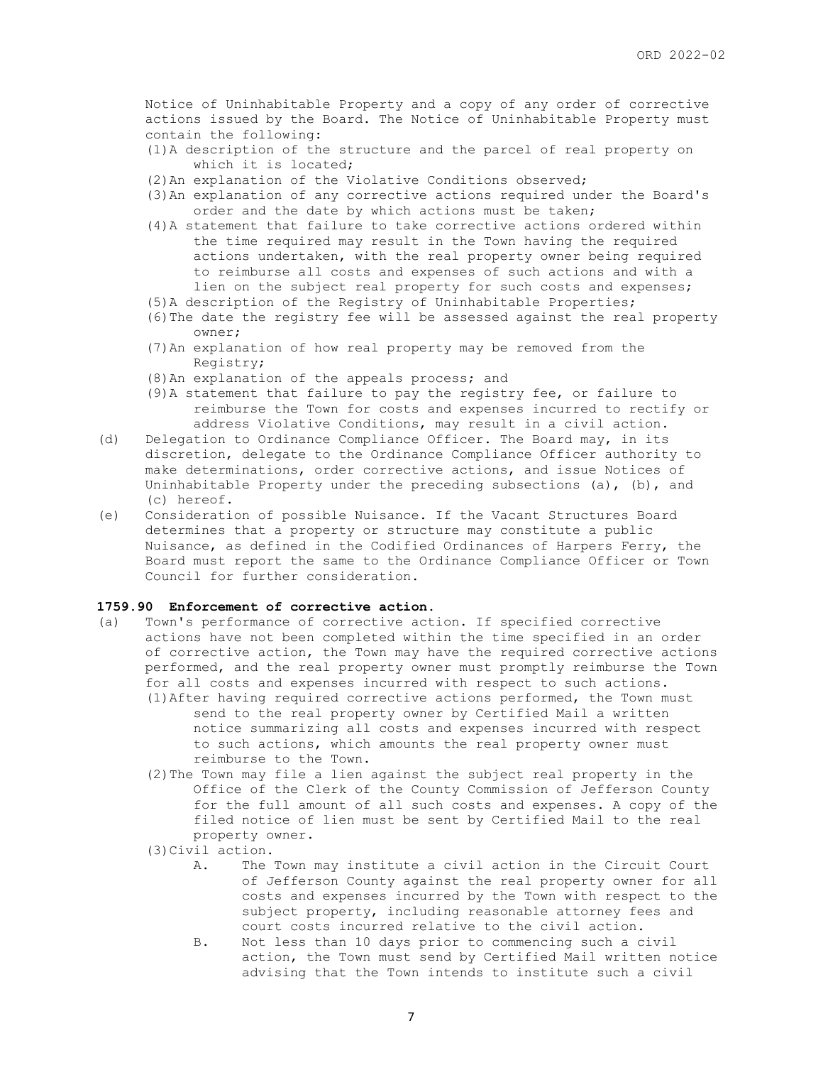Notice of Uninhabitable Property and a copy of any order of corrective actions issued by the Board. The Notice of Uninhabitable Property must contain the following:

(1) A description of the structure and the parcel of real property on which it is located;

(2) An explanation of the Violative Conditions observed;

(3) An explanation of any corrective actions required under the Board's order and the date by which actions must be taken;

(4) A statement that failure to take corrective actions ordered within the time required may result in the Town having the required actions undertaken, with the real property owner being required to reimburse all costs and expenses of such actions and with a lien on the subject real property for such costs and expenses;

(5) A description of the Registry of Uninhabitable Properties;

(6) The date the registry fee will be assessed against the real property owner;

(7) An explanation of how real property may be removed from the Registry;

(8) An explanation of the appeals process; and

(9) A statement that failure to pay the registry fee, or failure to reimburse the Town for costs and expenses incurred to rectify or address Violative Conditions, may result in a civil action.

(d) Delegation to Ordinance Compliance Officer. The Board may, in its discretion, delegate to the Ordinance Compliance Officer authority to make determinations, order corrective actions, and issue Notices of Uninhabitable Property under the preceding subsections (a), (b), and (c) hereof.

(e) Consideration of possible Nuisance. If the Vacant Structures Board determines that a property or structure may constitute a public Nuisance, as defined in the Codified Ordinances of Harpers Ferry, the Board must report the same to the Ordinance Compliance Officer or Town Council for further consideration.

**1759.90 Enforcement of corrective action.**

(a) Town's performance of corrective action. If specified corrective actions have not been completed within the time specified in an order of corrective action, the Town may have the required corrective actions performed, and the real property owner must promptly reimburse the Town for all costs and expenses incurred with respect to such actions.

(1) After having required corrective actions performed, the Town must send to the real property owner by Certified Mail a written notice summarizing all costs and expenses incurred with respect to such actions, which amounts the real property owner must reimburse to the Town.

(2) The Town may file a lien against the subject real property in the Office of the Clerk of the County Commission of Jefferson County for the full amount of all such costs and expenses. A copy of the filed notice of lien must be sent by Certified Mail to the real property owner.

(3) Civil action.

A. The Town may institute a civil action in the Circuit Court of Jefferson County against the real property owner for all costs and expenses incurred by the Town with respect to the subject property, including reasonable attorney fees and court costs incurred relative to the civil action.

B. Not less than 10 days prior to commencing such a civil action, the Town must send by Certified Mail written notice advising that the Town intends to institute such a civil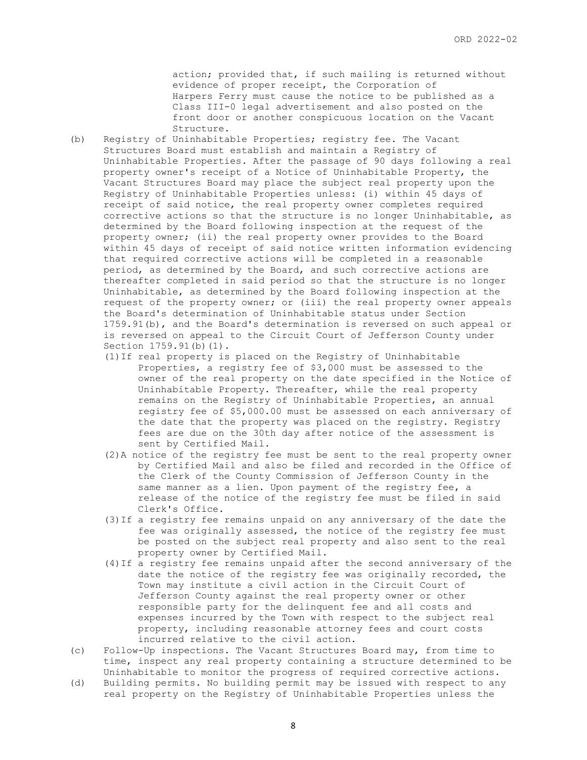action; provided that, if such mailing is returned without evidence of proper receipt, the Corporation of Harpers Ferry must cause the notice to be published as a Class III-0 legal advertisement and also posted on the front door or another conspicuous location on the Vacant Structure.

(b) Registry of Uninhabitable Properties; registry fee. The Vacant Structures Board must establish and maintain a Registry of Uninhabitable Properties. After the passage of 90 days following a real property owner's receipt of a Notice of Uninhabitable Property, the Vacant Structures Board may place the subject real property upon the Registry of Uninhabitable Properties unless: (i) within 45 days of receipt of said notice, the real property owner completes required corrective actions so that the structure is no longer Uninhabitable, as determined by the Board following inspection at the request of the property owner; (ii) the real property owner provides to the Board within 45 days of receipt of said notice written information evidencing that required corrective actions will be completed in a reasonable period, as determined by the Board, and such corrective actions are thereafter completed in said period so that the structure is no longer Uninhabitable, as determined by the Board following inspection at the request of the property owner; or (iii) the real property owner appeals the Board's determination of Uninhabitable status under Section 1759.91(b), and the Board's determination is reversed on such appeal or is reversed on appeal to the Circuit Court of Jefferson County under Section 1759.91(b)(1).

   (1) If real property is placed on the Registry of Uninhabitable Properties, a registry fee of $3,000 must be assessed to the owner of the real property on the date specified in the Notice of Uninhabitable Property. Thereafter, while the real property remains on the Registry of Uninhabitable Properties, an annual registry fee of $5,000.00 must be assessed on each anniversary of the date that the property was placed on the registry. Registry fees are due on the 30th day after notice of the assessment is sent by Certified Mail.

   (2) A notice of the registry fee must be sent to the real property owner by Certified Mail and also be filed and recorded in the Office of the Clerk of the County Commission of Jefferson County in the same manner as a lien. Upon payment of the registry fee, a release of the notice of the registry fee must be filed in said Clerk's Office.

   (3) If a registry fee remains unpaid on any anniversary of the date the fee was originally assessed, the notice of the registry fee must be posted on the subject real property and also sent to the real property owner by Certified Mail.

   (4) If a registry fee remains unpaid after the second anniversary of the date the notice of the registry fee was originally recorded, the Town may institute a civil action in the Circuit Court of Jefferson County against the real property owner or other responsible party for the delinquent fee and all costs and expenses incurred by the Town with respect to the subject real property, including reasonable attorney fees and court costs incurred relative to the civil action.

(c) Follow-Up inspections. The Vacant Structures Board may, from time to time, inspect any real property containing a structure determined to be Uninhabitable to monitor the progress of required corrective actions.

(d) Building permits. No building permit may be issued with respect to any real property on the Registry of Uninhabitable Properties unless the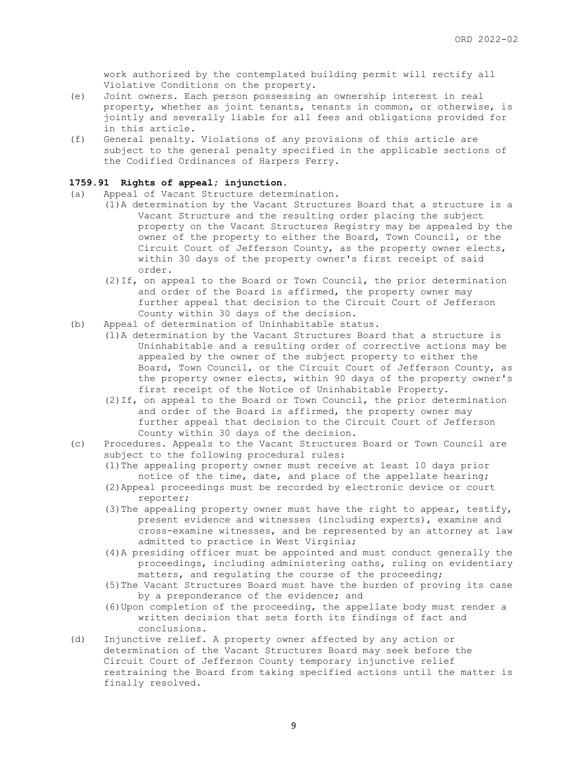work authorized by the contemplated building permit will rectify all Violative Conditions on the property.

(e) Joint owners. Each person possessing an ownership interest in real property, whether as joint tenants, tenants in common, or otherwise, is jointly and severally liable for all fees and obligations provided for in this article.

(f) General penalty. Violations of any provisions of this article are subject to the general penalty specified in the applicable sections of the Codified Ordinances of Harpers Ferry.

**1759.91 Rights of appeal; injunction.**

(a) Appeal of Vacant Structure determination.

(1) A determination by the Vacant Structures Board that a structure is a Vacant Structure and the resulting order placing the subject property on the Vacant Structures Registry may be appealed by the owner of the property to either the Board, Town Council, or the Circuit Court of Jefferson County, as the property owner elects, within 30 days of the property owner's first receipt of said order.

(2) If, on appeal to the Board or Town Council, the prior determination and order of the Board is affirmed, the property owner may further appeal that decision to the Circuit Court of Jefferson County within 30 days of the decision.

(b) Appeal of determination of Uninhabitable status.

(1) A determination by the Vacant Structures Board that a structure is Uninhabitable and a resulting order of corrective actions may be appealed by the owner of the subject property to either the Board, Town Council, or the Circuit Court of Jefferson County, as the property owner elects, within 90 days of the property owner's first receipt of the Notice of Uninhabitable Property.

(2) If, on appeal to the Board or Town Council, the prior determination and order of the Board is affirmed, the property owner may further appeal that decision to the Circuit Court of Jefferson County within 30 days of the decision.

(c) Procedures. Appeals to the Vacant Structures Board or Town Council are subject to the following procedural rules:

(1) The appealing property owner must receive at least 10 days prior notice of the time, date, and place of the appellate hearing;

(2) Appeal proceedings must be recorded by electronic device or court reporter;

(3) The appealing property owner must have the right to appear, testify, present evidence and witnesses (including experts), examine and cross-examine witnesses, and be represented by an attorney at law admitted to practice in West Virginia;

(4) A presiding officer must be appointed and must conduct generally the proceedings, including administering oaths, ruling on evidentiary matters, and regulating the course of the proceeding;

(5) The Vacant Structures Board must have the burden of proving its case by a preponderance of the evidence; and

(6) Upon completion of the proceeding, the appellate body must render a written decision that sets forth its findings of fact and conclusions.

(d) Injunctive relief. A property owner affected by any action or determination of the Vacant Structures Board may seek before the Circuit Court of Jefferson County temporary injunctive relief restraining the Board from taking specified actions until the matter is finally resolved.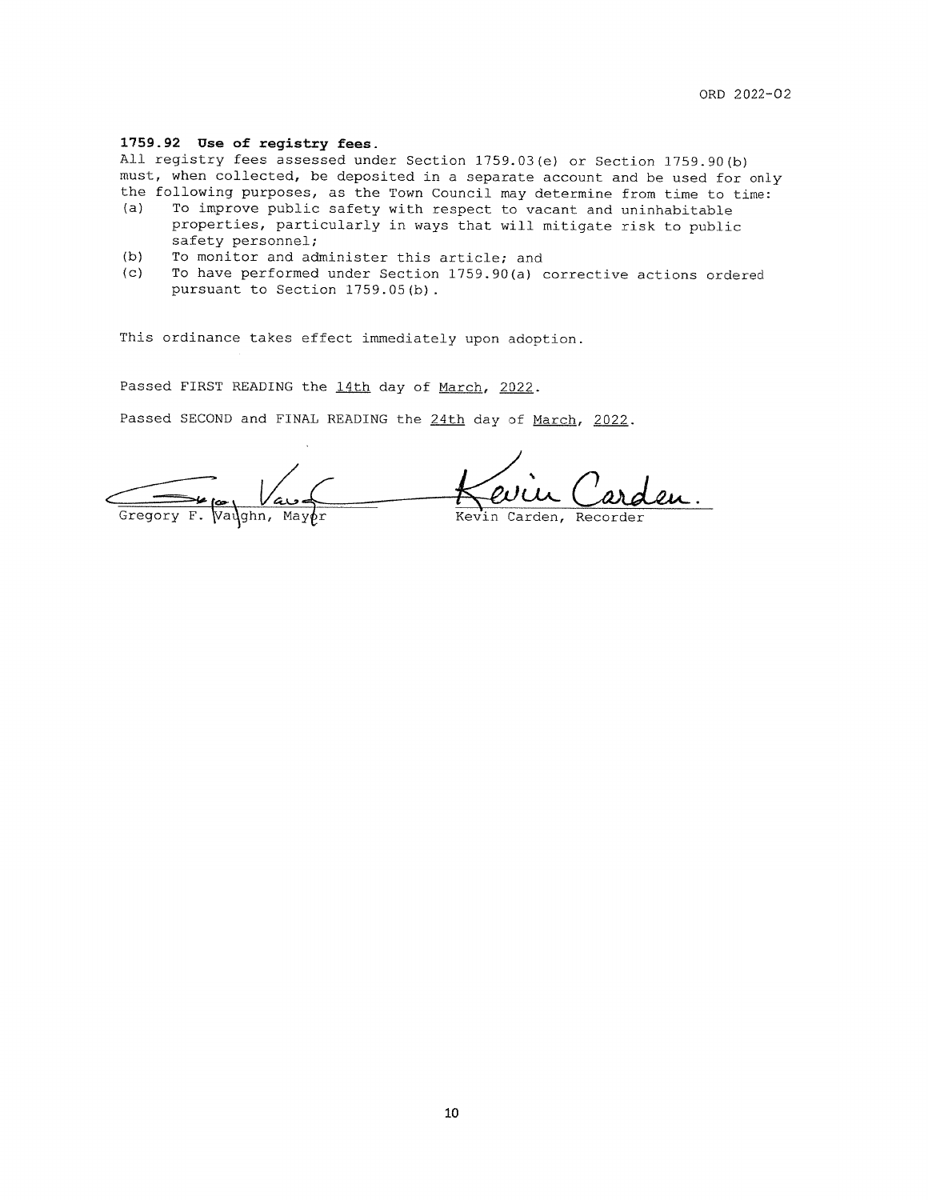ORD 2022-02

**1759.92 Use of registry fees.**
All registry fees assessed under Section 1759.03(e) or Section 1759.90(b) must, when collected, be deposited in a separate account and be used for only the following purposes, as the Town Council may determine from time to time:

(a) To improve public safety with respect to vacant and uninhabitable properties, particularly in ways that will mitigate risk to public safety personnel;

(b) To monitor and administer this article; and

(c) To have performed under Section 1759.90(a) corrective actions ordered pursuant to Section 1759.05(b).

This ordinance takes effect immediately upon adoption.

Passed FIRST READING the 14th day of March, 2022.

Passed SECOND and FINAL READING the 24th day of March, 2022.

Gregory F. Vaughn, Mayor

Kevin Carden, Recorder